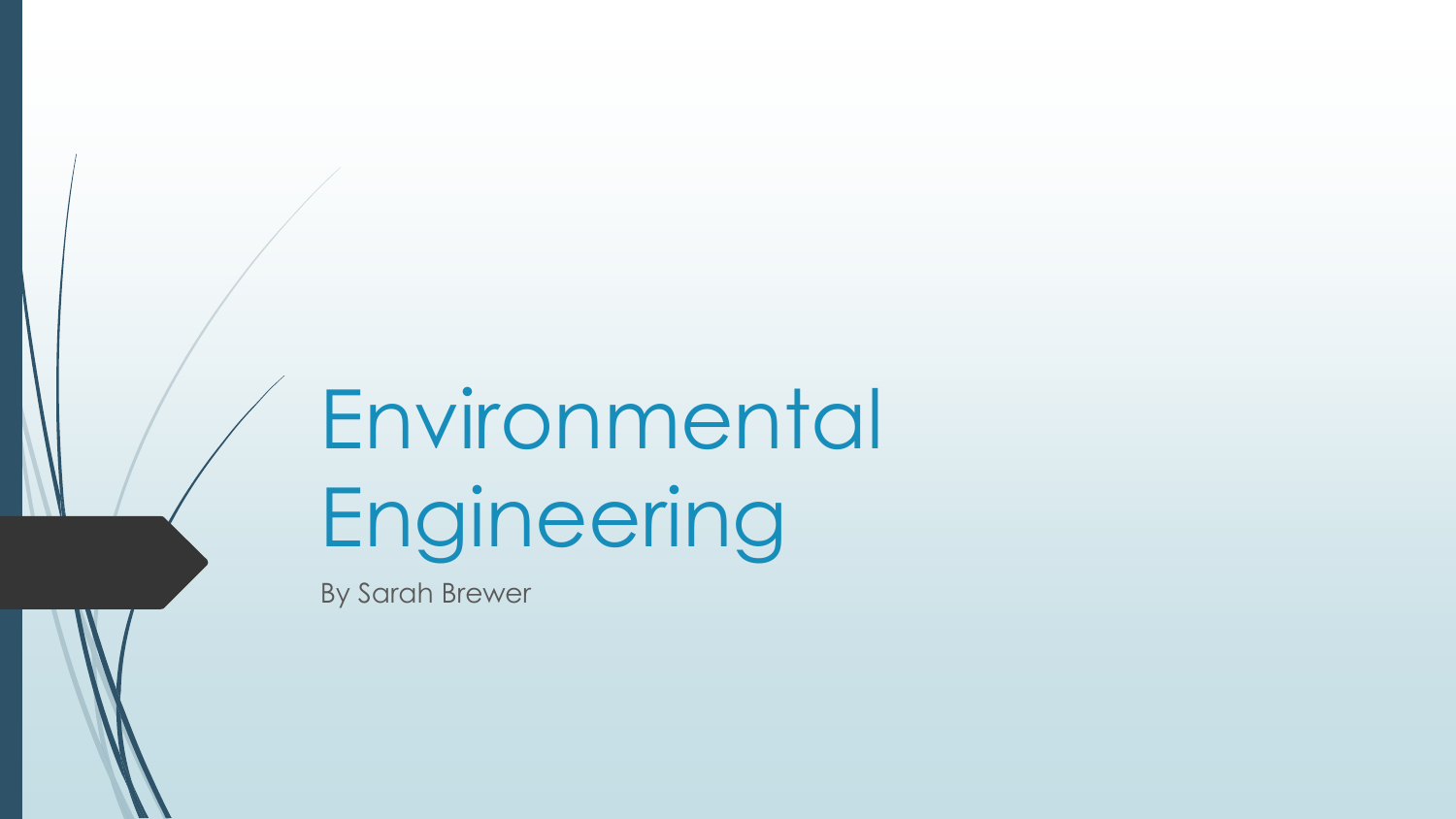# Environmental Engineering

By Sarah Brewer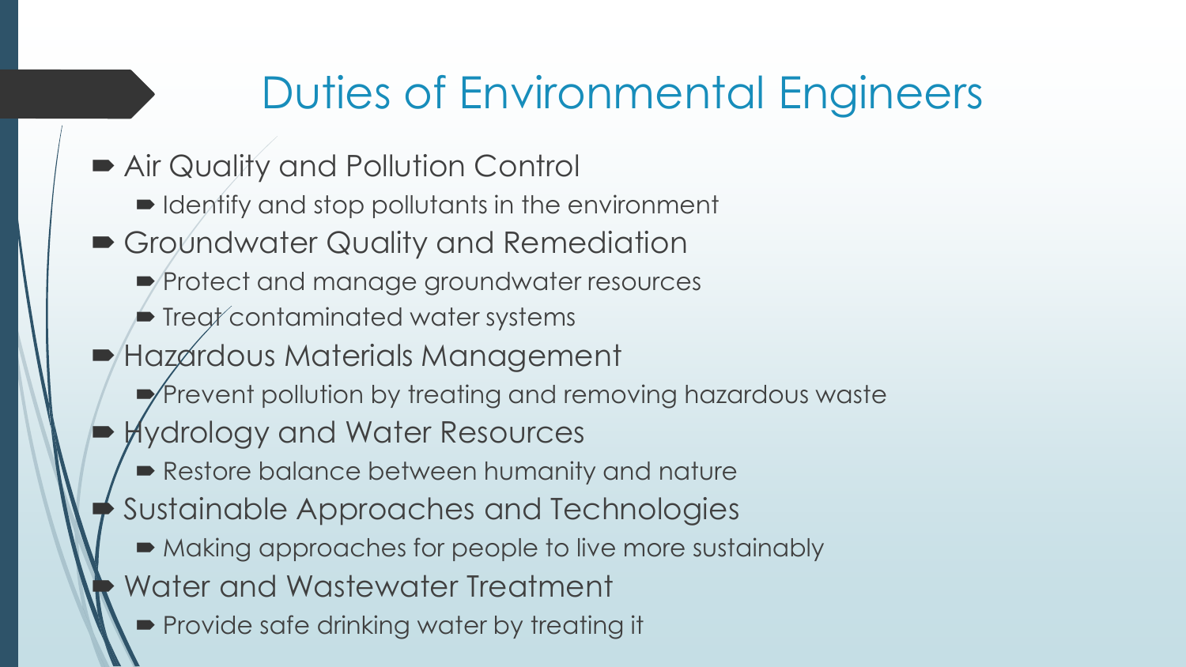# Duties of Environmental Engineers

- Air Quality and Pollution Control
  - Identify and stop pollutants in the environment
- Groundwater Quality and Remediation
  - Protect and manage groundwater resources
  - Treat contaminated water systems
- Hazardous Materials Management
  - Prevent pollution by treating and removing hazardous waste
- Hydrology and Water Resources
  - Restore balance between humanity and nature
- Sustainable Approaches and Technologies
  - Making approaches for people to live more sustainably
- Water and Wastewater Treatment
  - Provide safe drinking water by treating it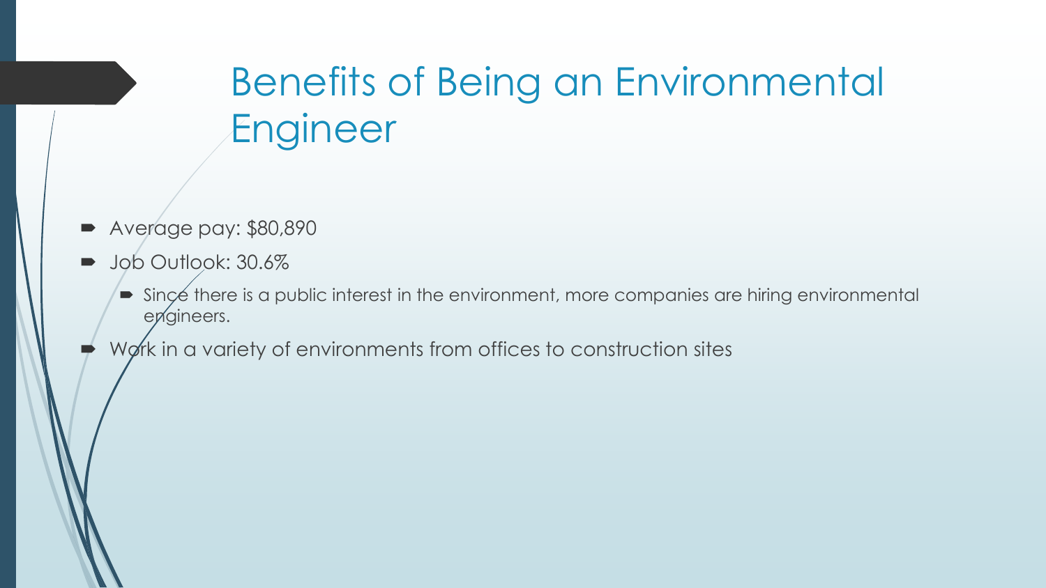# Benefits of Being an Environmental Engineer

- Average pay: $80,890
- Job Outlook: 30.6%
  - Since there is a public interest in the environment, more companies are hiring environmental engineers.
- Work in a variety of environments from offices to construction sites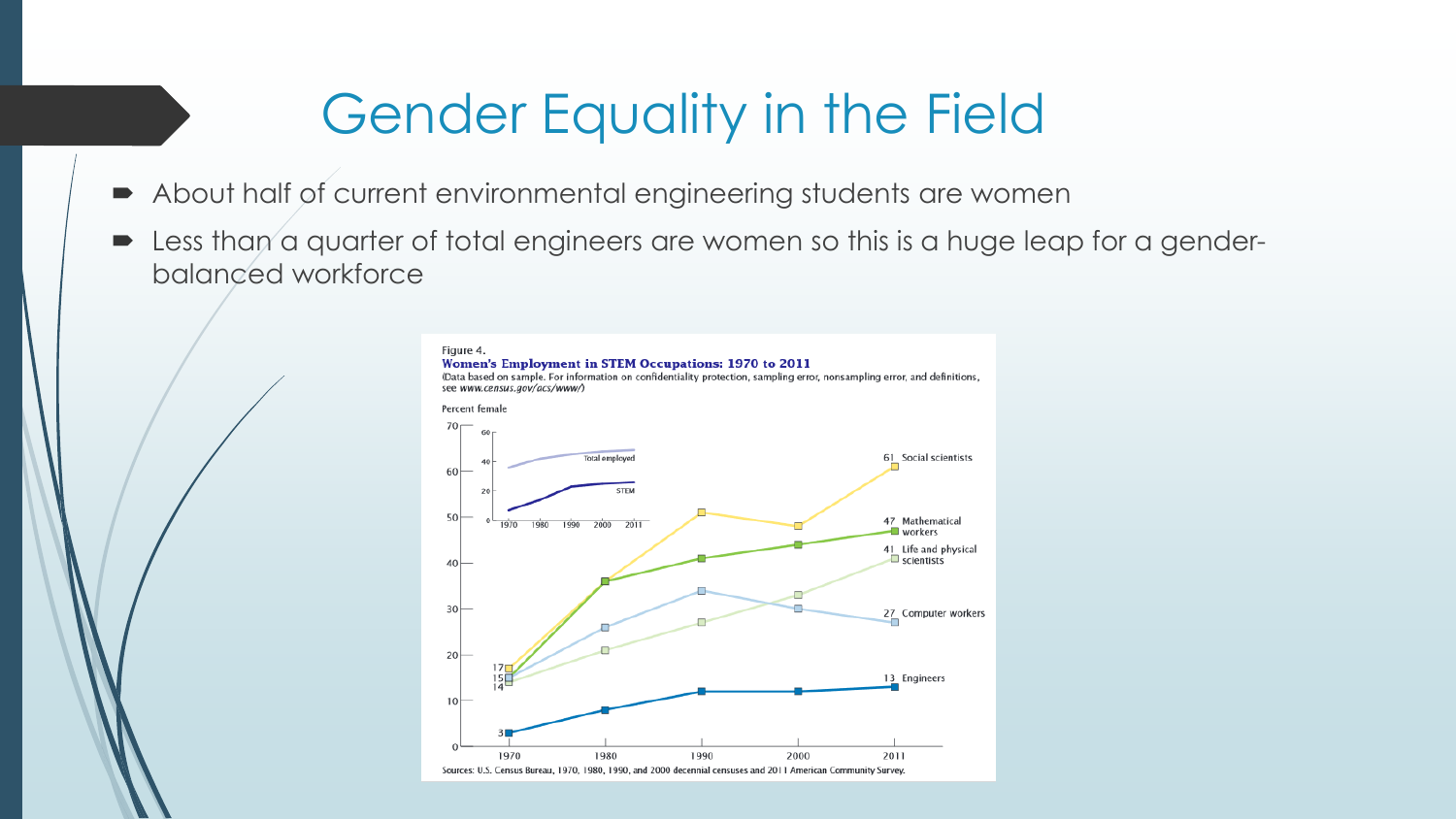# Gender Equality in the Field

- About half of current environmental engineering students are women
- Less than a quarter of total engineers are women so this is a huge leap for a gender-balanced workforce

Figure 4.
**Women's Employment in STEM Occupations: 1970 to 2011**
(Data based on sample. For information on confidentiality protection, sampling error, nonsampling error, and definitions, see *www.census.gov/acs/www/*)

Sources: U.S. Census Bureau, 1970, 1980, 1990, and 2000 decennial censuses and 2011 American Community Survey.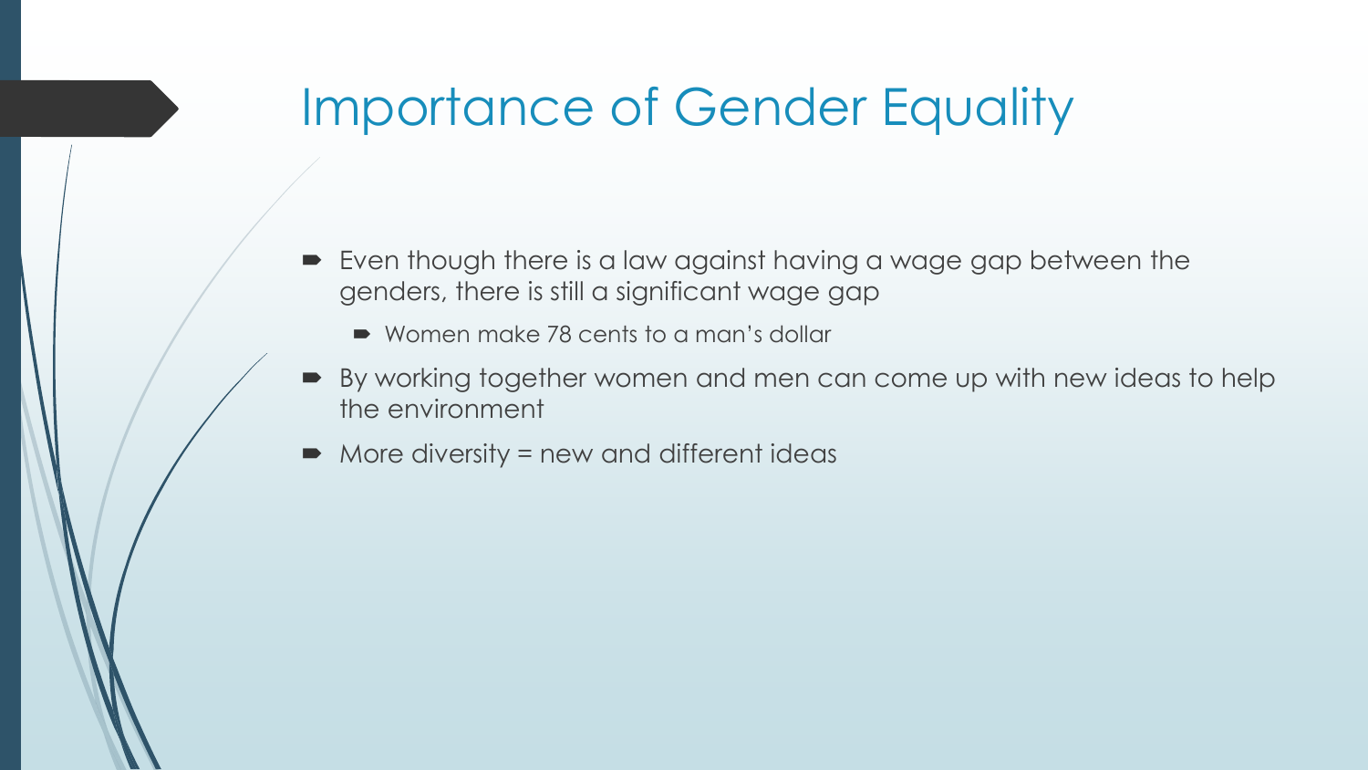# Importance of Gender Equality

- Even though there is a law against having a wage gap between the genders, there is still a significant wage gap
  - Women make 78 cents to a man's dollar
- By working together women and men can come up with new ideas to help the environment
- More diversity = new and different ideas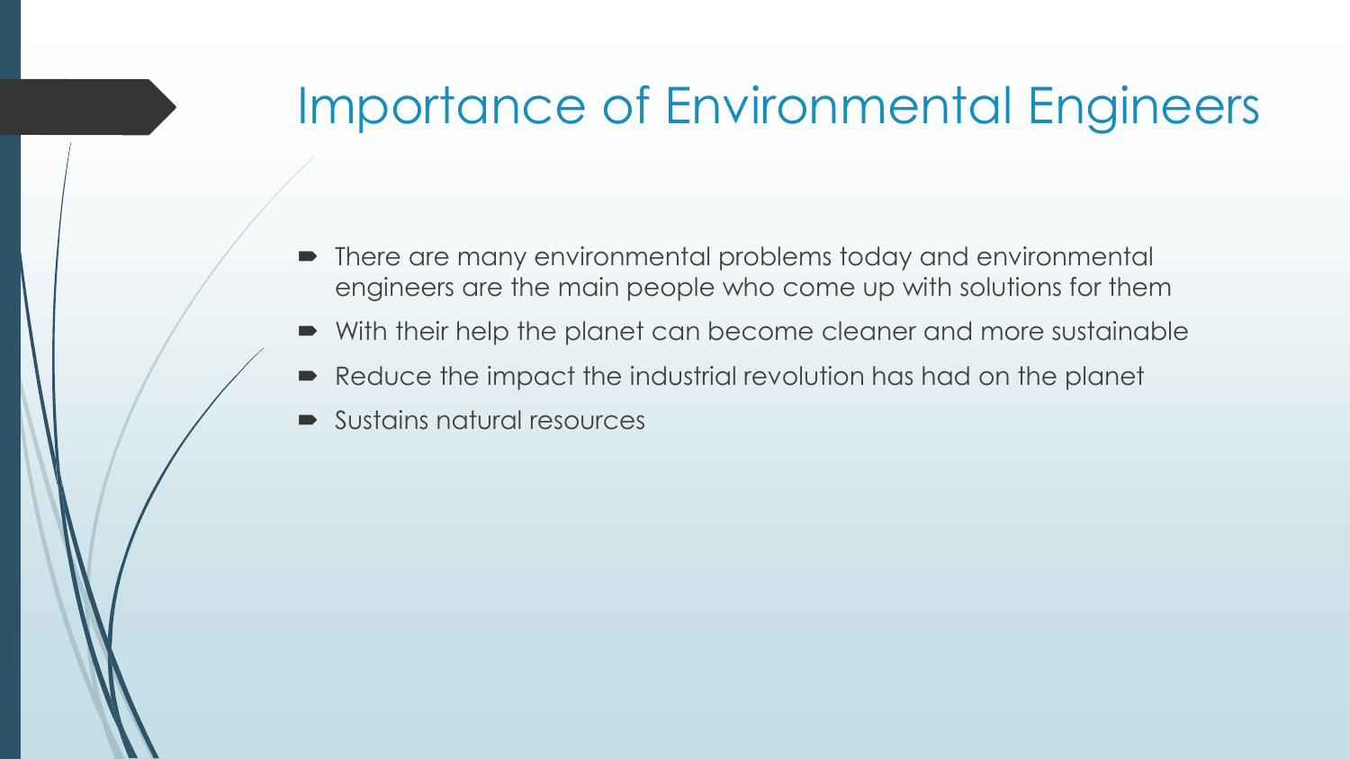# Importance of Environmental Engineers

- There are many environmental problems today and environmental engineers are the main people who come up with solutions for them
- With their help the planet can become cleaner and more sustainable
- Reduce the impact the industrial revolution has had on the planet
- Sustains natural resources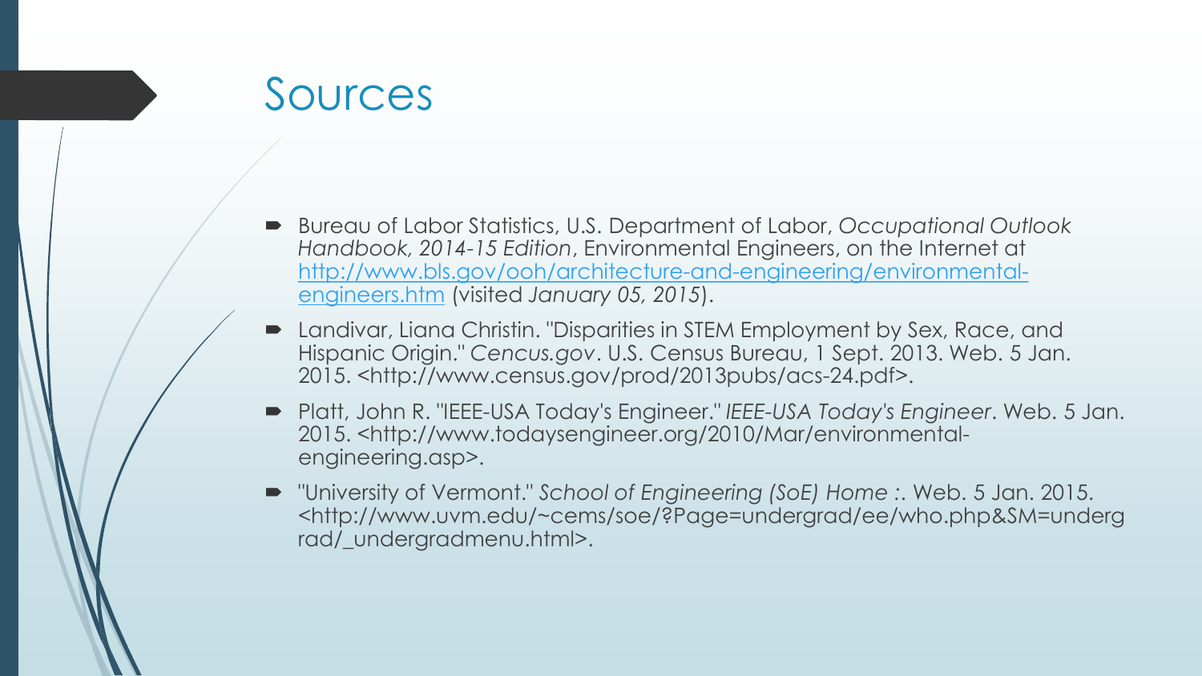# Sources

- Bureau of Labor Statistics, U.S. Department of Labor, *Occupational Outlook Handbook, 2014-15 Edition*, Environmental Engineers, on the Internet at [http://www.bls.gov/ooh/architecture-and-engineering/environmental-engineers.htm](http://www.bls.gov/ooh/architecture-and-engineering/environmental-engineers.htm) (visited *January 05, 2015*).
- Landivar, Liana Christin. "Disparities in STEM Employment by Sex, Race, and Hispanic Origin." *Cencus.gov*. U.S. Census Bureau, 1 Sept. 2013. Web. 5 Jan. 2015. <http://www.census.gov/prod/2013pubs/acs-24.pdf>.
- Platt, John R. "IEEE-USA Today's Engineer." *IEEE-USA Today's Engineer*. Web. 5 Jan. 2015. <http://www.todaysengineer.org/2010/Mar/environmental-engineering.asp>.
- "University of Vermont." *School of Engineering (SoE) Home :*. Web. 5 Jan. 2015. <http://www.uvm.edu/~cems/soe/?Page=undergrad/ee/who.php&SM=undergrad/_undergradmenu.html>.